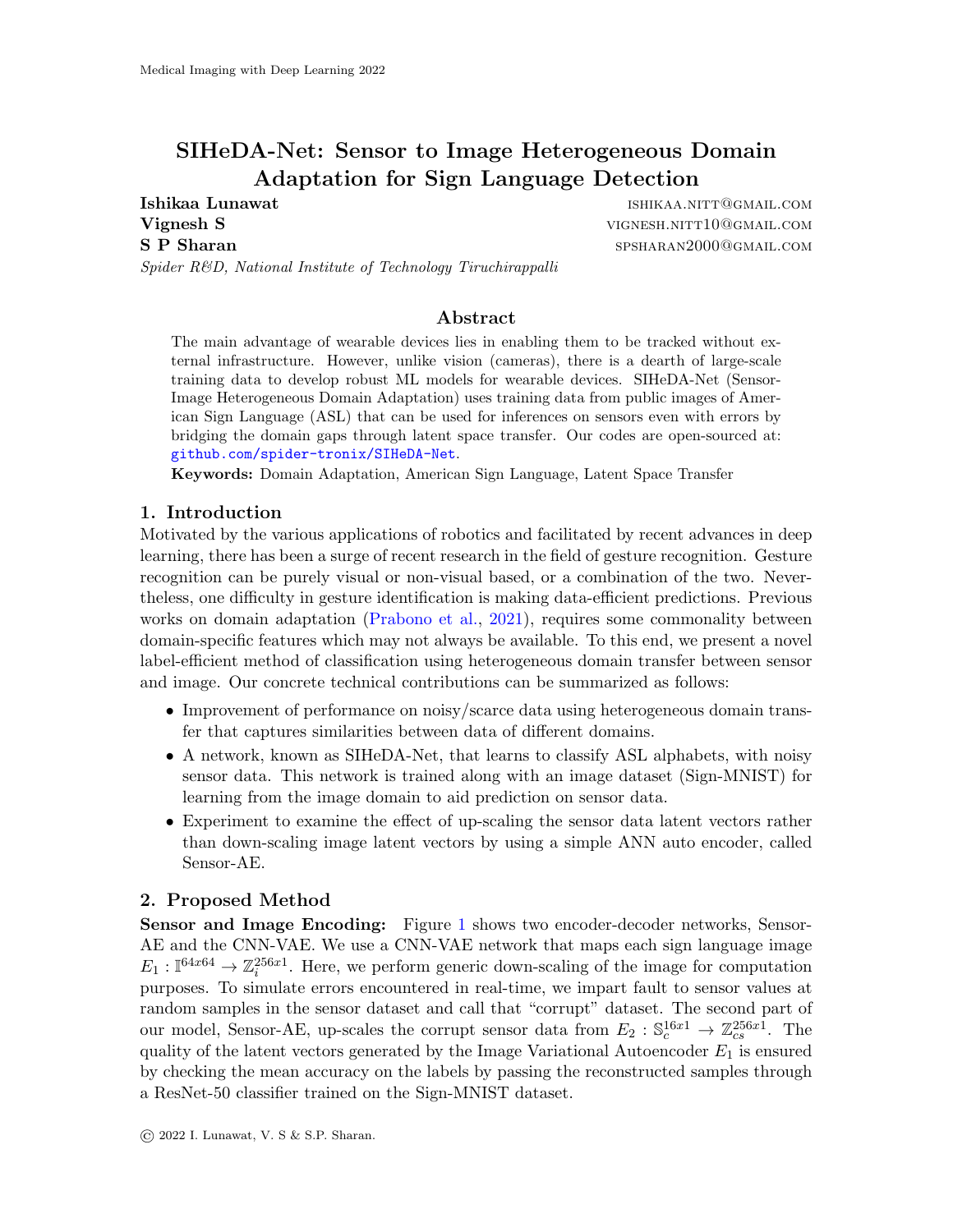# SIHeDA-Net: Sensor to Image Heterogeneous Domain Adaptation for Sign Language Detection

**Ishikaa Lunawat** ishikaa.nitt@gmail.com
**Vignesh S** vignesh.nitt10@gmail.com
**S P Sharan** spsharan2000@gmail.com
*Spider R&D, National Institute of Technology Tiruchirappalli*

## Abstract

The main advantage of wearable devices lies in enabling them to be tracked without external infrastructure. However, unlike vision (cameras), there is a dearth of large-scale training data to develop robust ML models for wearable devices. SIHeDA-Net (Sensor-Image Heterogeneous Domain Adaptation) uses training data from public images of American Sign Language (ASL) that can be used for inferences on sensors even with errors by bridging the domain gaps through latent space transfer. Our codes are open-sourced at: github.com/spider-tronix/SIHeDA-Net.

**Keywords:** Domain Adaptation, American Sign Language, Latent Space Transfer

## 1. Introduction

Motivated by the various applications of robotics and facilitated by recent advances in deep learning, there has been a surge of recent research in the field of gesture recognition. Gesture recognition can be purely visual or non-visual based, or a combination of the two. Nevertheless, one difficulty in gesture identification is making data-efficient predictions. Previous works on domain adaptation (Prabono et al., 2021), requires some commonality between domain-specific features which may not always be available. To this end, we present a novel label-efficient method of classification using heterogeneous domain transfer between sensor and image. Our concrete technical contributions can be summarized as follows:

- Improvement of performance on noisy/scarce data using heterogeneous domain transfer that captures similarities between data of different domains.
- A network, known as SIHeDA-Net, that learns to classify ASL alphabets, with noisy sensor data. This network is trained along with an image dataset (Sign-MNIST) for learning from the image domain to aid prediction on sensor data.
- Experiment to examine the effect of up-scaling the sensor data latent vectors rather than down-scaling image latent vectors by using a simple ANN auto encoder, called Sensor-AE.

## 2. Proposed Method

**Sensor and Image Encoding:** Figure 1 shows two encoder-decoder networks, Sensor-AE and the CNN-VAE. We use a CNN-VAE network that maps each sign language image $E_1 : \mathbb{I}^{64x64} \rightarrow \mathbb{Z}_i^{256x1}$. Here, we perform generic down-scaling of the image for computation purposes. To simulate errors encountered in real-time, we impart fault to sensor values at random samples in the sensor dataset and call that "corrupt" dataset. The second part of our model, Sensor-AE, up-scales the corrupt sensor data from $E_2 : \mathbb{S}_c^{16x1} \rightarrow \mathbb{Z}_{cs}^{256x1}$. The quality of the latent vectors generated by the Image Variational Autoencoder $E_1$ is ensured by checking the mean accuracy on the labels by passing the reconstructed samples through a ResNet-50 classifier trained on the Sign-MNIST dataset.

© 2022 I. Lunawat, V. S & S.P. Sharan.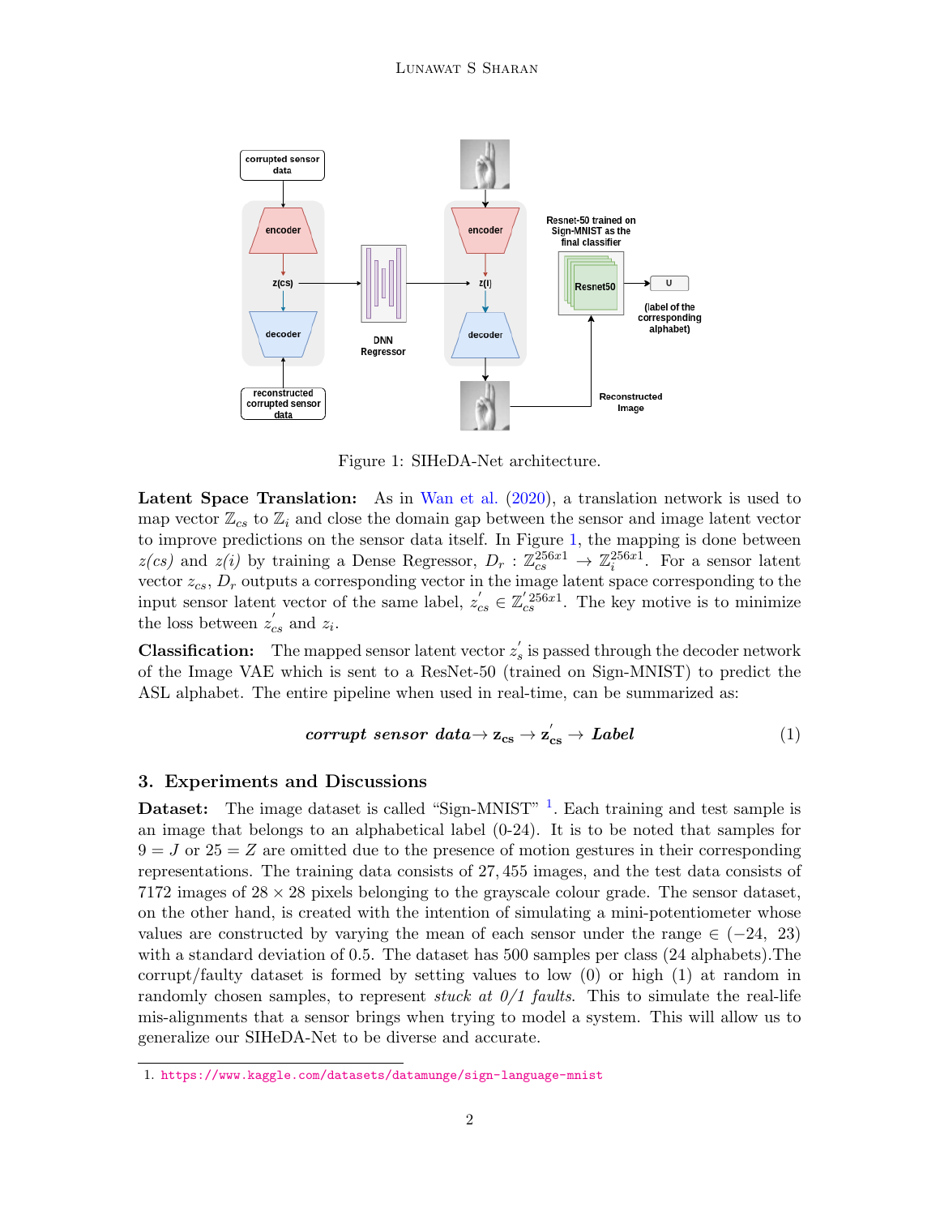Figure 1: SIHeDA-Net architecture.

**Latent Space Translation:** As in Wan et al. (2020), a translation network is used to map vector $\mathbb{Z}_{cs}$ to $\mathbb{Z}_i$ and close the domain gap between the sensor and image latent vector to improve predictions on the sensor data itself. In Figure 1, the mapping is done between *z(cs)* and *z(i)* by training a Dense Regressor, $D_r : \mathbb{Z}_{cs}^{256x1} \rightarrow \mathbb{Z}_i^{256x1}$. For a sensor latent vector $z_{cs}$, $D_r$ outputs a corresponding vector in the image latent space corresponding to the input sensor latent vector of the same label, $z_{cs}^{'} \in \mathbb{Z}_{cs}^{'256x1}$. The key motive is to minimize the loss between $z_{cs}^{'}$ and $z_i$.

**Classification:** The mapped sensor latent vector $z_s^{'}$ is passed through the decoder network of the Image VAE which is sent to a ResNet-50 (trained on Sign-MNIST) to predict the ASL alphabet. The entire pipeline when used in real-time, can be summarized as:

$$\textbf{\textit{corrupt sensor data}} \rightarrow \mathbf{z_{cs}} \rightarrow \mathbf{z_{cs}^{'}} \rightarrow \textbf{\textit{Label}} \tag{1}$$

## 3. Experiments and Discussions

**Dataset:** The image dataset is called "Sign-MNIST" [1]. Each training and test sample is an image that belongs to an alphabetical label (0-24). It is to be noted that samples for $9 = J$ or $25 = Z$ are omitted due to the presence of motion gestures in their corresponding representations. The training data consists of 27,455 images, and the test data consists of 7172 images of $28 \times 28$ pixels belonging to the grayscale colour grade. The sensor dataset, on the other hand, is created with the intention of simulating a mini-potentiometer whose values are constructed by varying the mean of each sensor under the range $\in (-24,\ 23)$ with a standard deviation of 0.5. The dataset has 500 samples per class (24 alphabets).The corrupt/faulty dataset is formed by setting values to low (0) or high (1) at random in randomly chosen samples, to represent *stuck at 0/1 faults*. This to simulate the real-life mis-alignments that a sensor brings when trying to model a system. This will allow us to generalize our SIHeDA-Net to be diverse and accurate.

1. https://www.kaggle.com/datasets/datamunge/sign-language-mnist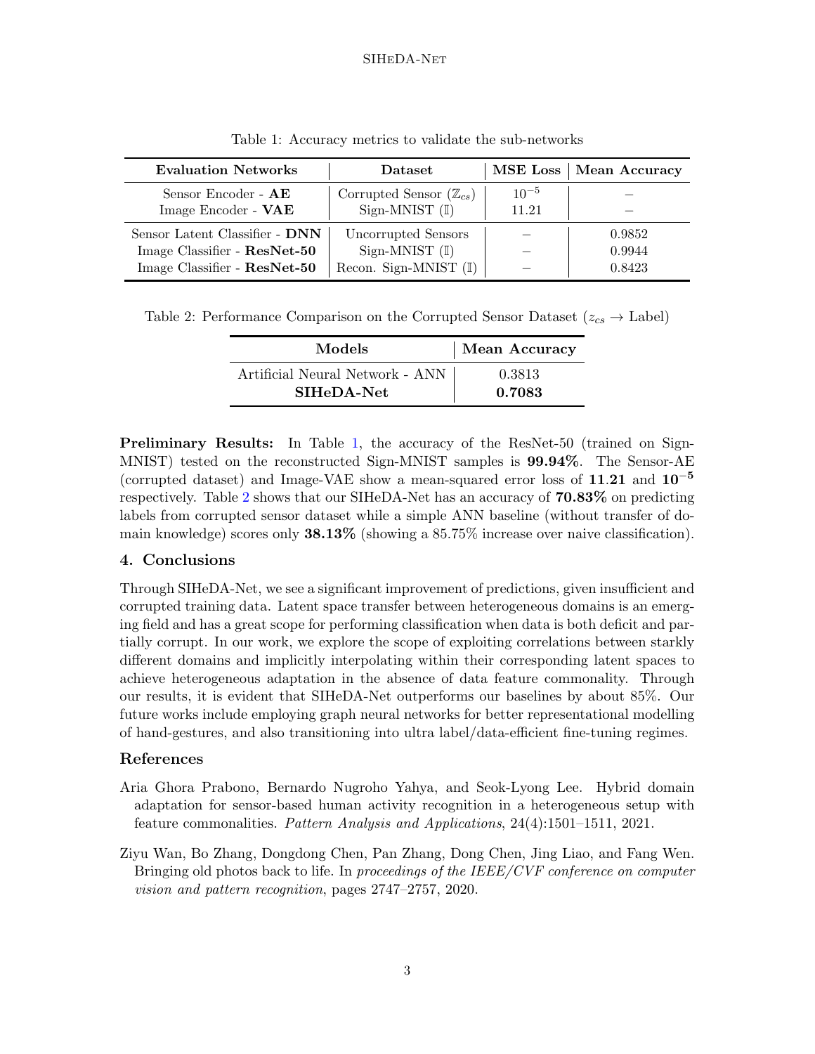Table 1: Accuracy metrics to validate the sub-networks

| Evaluation Networks | Dataset | MSE Loss | Mean Accuracy |
|---|---|---|---|
| Sensor Encoder - **AE** | Corrupted Sensor ($\mathbb{Z}_{cs}$) | $10^{-5}$ | – |
| Image Encoder - **VAE** | Sign-MNIST ($\mathbb{I}$) | 11.21 | – |
| Sensor Latent Classifier - **DNN** | Uncorrupted Sensors | – | 0.9852 |
| Image Classifier - **ResNet-50** | Sign-MNIST ($\mathbb{I}$) | – | 0.9944 |
| Image Classifier - **ResNet-50** | Recon. Sign-MNIST ($\mathbb{I}$) | – | 0.8423 |

Table 2: Performance Comparison on the Corrupted Sensor Dataset ($z_{cs} \rightarrow$ Label)

| Models | Mean Accuracy |
|---|---|
| Artificial Neural Network - ANN | 0.3813 |
| **SIHeDA-Net** | **0.7083** |

**Preliminary Results:** In Table 1, the accuracy of the ResNet-50 (trained on Sign-MNIST) tested on the reconstructed Sign-MNIST samples is **99.94%**. The Sensor-AE (corrupted dataset) and Image-VAE show a mean-squared error loss of **11.21** and $\mathbf{10^{-5}}$ respectively. Table 2 shows that our SIHeDA-Net has an accuracy of **70.83%** on predicting labels from corrupted sensor dataset while a simple ANN baseline (without transfer of domain knowledge) scores only **38.13%** (showing a 85.75% increase over naive classification).

## 4. Conclusions

Through SIHeDA-Net, we see a significant improvement of predictions, given insufficient and corrupted training data. Latent space transfer between heterogeneous domains is an emerging field and has a great scope for performing classification when data is both deficit and partially corrupt. In our work, we explore the scope of exploiting correlations between starkly different domains and implicitly interpolating within their corresponding latent spaces to achieve heterogeneous adaptation in the absence of data feature commonality. Through our results, it is evident that SIHeDA-Net outperforms our baselines by about 85%. Our future works include employing graph neural networks for better representational modelling of hand-gestures, and also transitioning into ultra label/data-efficient fine-tuning regimes.

## References

Aria Ghora Prabono, Bernardo Nugroho Yahya, and Seok-Lyong Lee. Hybrid domain adaptation for sensor-based human activity recognition in a heterogeneous setup with feature commonalities. *Pattern Analysis and Applications*, 24(4):1501–1511, 2021.

Ziyu Wan, Bo Zhang, Dongdong Chen, Pan Zhang, Dong Chen, Jing Liao, and Fang Wen. Bringing old photos back to life. In *proceedings of the IEEE/CVF conference on computer vision and pattern recognition*, pages 2747–2757, 2020.